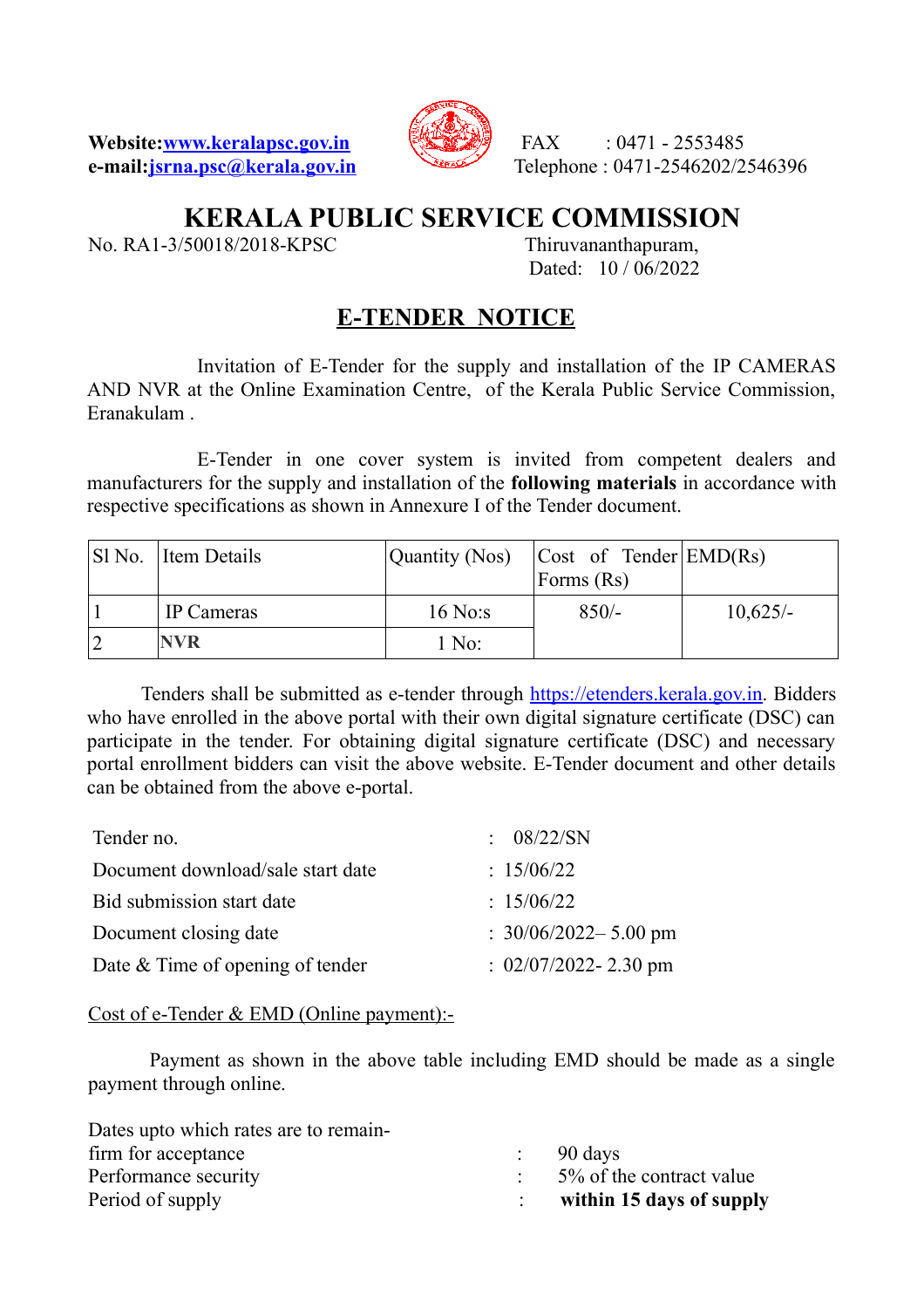Website:[www.keralapsc.gov.in](http://www.keralapsc.gov.in)
e-mail:[jsrna.psc@kerala.gov.in](mailto:jsrna.psc@kerala.gov.in)

FAX : 0471 - 2553485
Telephone : 0471-2546202/2546396

# KERALA PUBLIC SERVICE COMMISSION

No. RA1-3/50018/2018-KPSC

Thiruvananthapuram,
Dated: 10 / 06/2022

## E-TENDER NOTICE

Invitation of E-Tender for the supply and installation of the IP CAMERAS AND NVR at the Online Examination Centre, of the Kerala Public Service Commission, Eranakulam .

E-Tender in one cover system is invited from competent dealers and manufacturers for the supply and installation of the **following materials** in accordance with respective specifications as shown in Annexure I of the Tender document.

| Sl No. | Item Details | Quantity (Nos) | Cost of Tender Forms (Rs) | EMD(Rs) |
|---|---|---|---|---|
| 1 | IP Cameras | 16 No:s | 850/- | 10,625/- |
| 2 | **NVR** | 1 No: | | |

Tenders shall be submitted as e-tender through [https://etenders.kerala.gov.in](https://etenders.kerala.gov.in). Bidders who have enrolled in the above portal with their own digital signature certificate (DSC) can participate in the tender. For obtaining digital signature certificate (DSC) and necessary portal enrollment bidders can visit the above website. E-Tender document and other details can be obtained from the above e-portal.

| | |
|---|---|
| Tender no. | : 08/22/SN |
| Document download/sale start date | : 15/06/22 |
| Bid submission start date | : 15/06/22 |
| Document closing date | : 30/06/2022– 5.00 pm |
| Date & Time of opening of tender | : 02/07/2022- 2.30 pm |

Cost of e-Tender & EMD (Online payment):-

Payment as shown in the above table including EMD should be made as a single payment through online.

| | | |
|---|---|---|
| Dates upto which rates are to remain-firm for acceptance | : | 90 days |
| Performance security | : | 5% of the contract value |
| Period of supply | : | **within 15 days of supply** |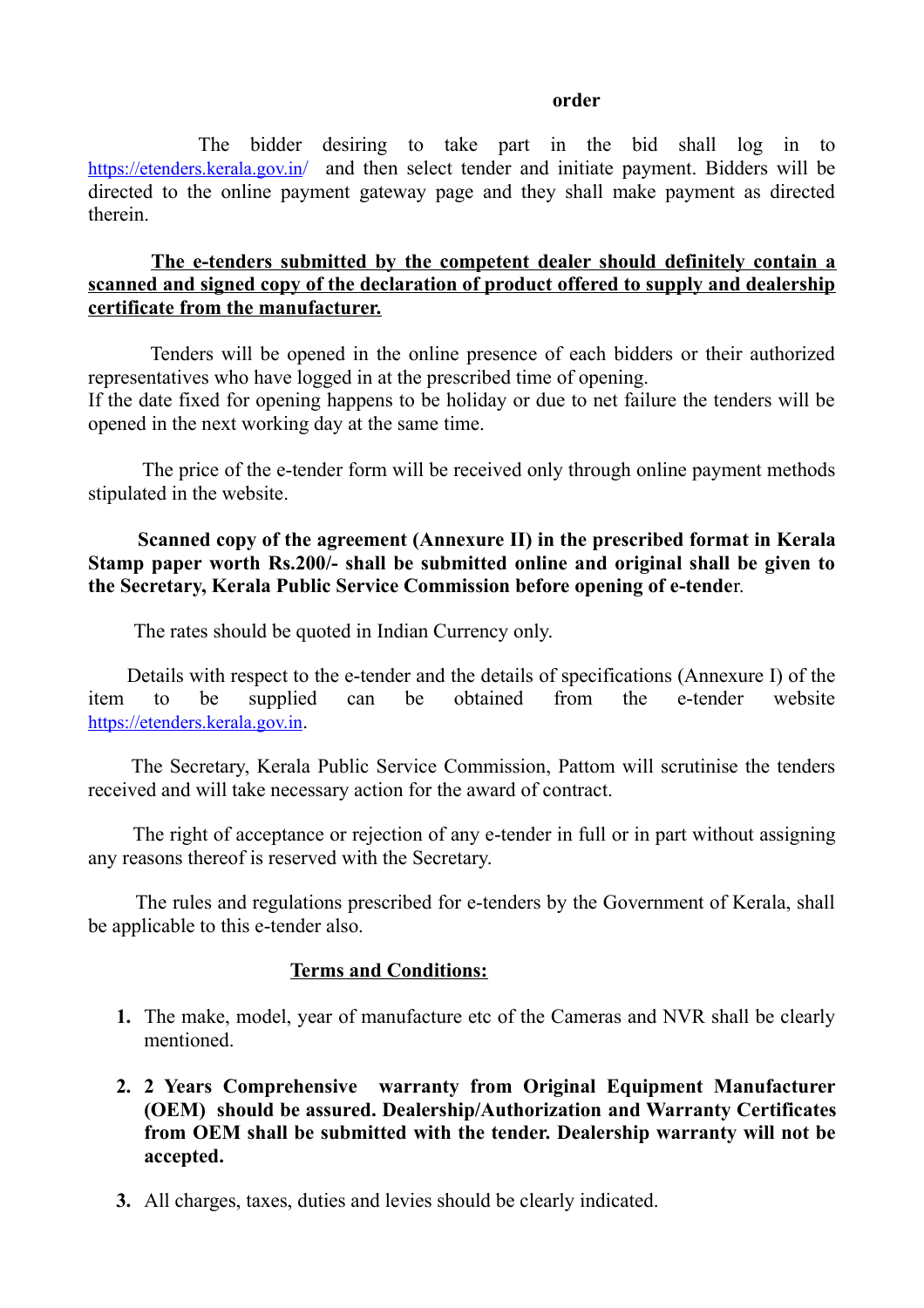order

The bidder desiring to take part in the bid shall log in to https://etenders.kerala.gov.in/ and then select tender and initiate payment. Bidders will be directed to the online payment gateway page and they shall make payment as directed therein.

**<u>The e-tenders submitted by the competent dealer should definitely contain a scanned and signed copy of the declaration of product offered to supply and dealership certificate from the manufacturer.</u>**

Tenders will be opened in the online presence of each bidders or their authorized representatives who have logged in at the prescribed time of opening.
If the date fixed for opening happens to be holiday or due to net failure the tenders will be opened in the next working day at the same time.

The price of the e-tender form will be received only through online payment methods stipulated in the website.

**Scanned copy of the agreement (Annexure II) in the prescribed format in Kerala Stamp paper worth Rs.200/- shall be submitted online and original shall be given to the Secretary, Kerala Public Service Commission before opening of e-tende**r.

The rates should be quoted in Indian Currency only.

Details with respect to the e-tender and the details of specifications (Annexure I) of the item to be supplied can be obtained from the e-tender website https://etenders.kerala.gov.in.

The Secretary, Kerala Public Service Commission, Pattom will scrutinise the tenders received and will take necessary action for the award of contract.

The right of acceptance or rejection of any e-tender in full or in part without assigning any reasons thereof is reserved with the Secretary.

The rules and regulations prescribed for e-tenders by the Government of Kerala, shall be applicable to this e-tender also.

## <u>Terms and Conditions:</u>

1. The make, model, year of manufacture etc of the Cameras and NVR shall be clearly mentioned.

2. **2 Years Comprehensive warranty from Original Equipment Manufacturer (OEM) should be assured. Dealership/Authorization and Warranty Certificates from OEM shall be submitted with the tender. Dealership warranty will not be accepted.**

3. All charges, taxes, duties and levies should be clearly indicated.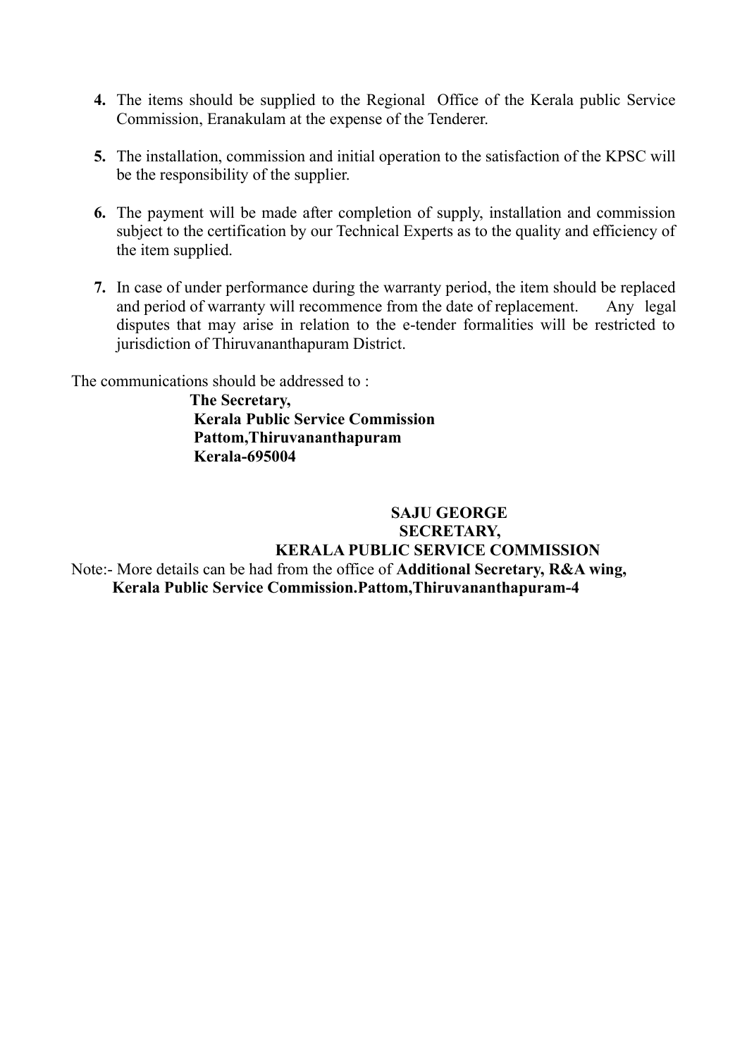4. The items should be supplied to the Regional Office of the Kerala public Service Commission, Eranakulam at the expense of the Tenderer.

5. The installation, commission and initial operation to the satisfaction of the KPSC will be the responsibility of the supplier.

6. The payment will be made after completion of supply, installation and commission subject to the certification by our Technical Experts as to the quality and efficiency of the item supplied.

7. In case of under performance during the warranty period, the item should be replaced and period of warranty will recommence from the date of replacement. Any legal disputes that may arise in relation to the e-tender formalities will be restricted to jurisdiction of Thiruvananthapuram District.

The communications should be addressed to :

**The Secretary,**
**Kerala Public Service Commission**
**Pattom,Thiruvananthapuram**
**Kerala-695004**

**SAJU GEORGE**
**SECRETARY,**
**KERALA PUBLIC SERVICE COMMISSION**

Note:- More details can be had from the office of **Additional Secretary, R&A wing, Kerala Public Service Commission.Pattom,Thiruvananthapuram-4**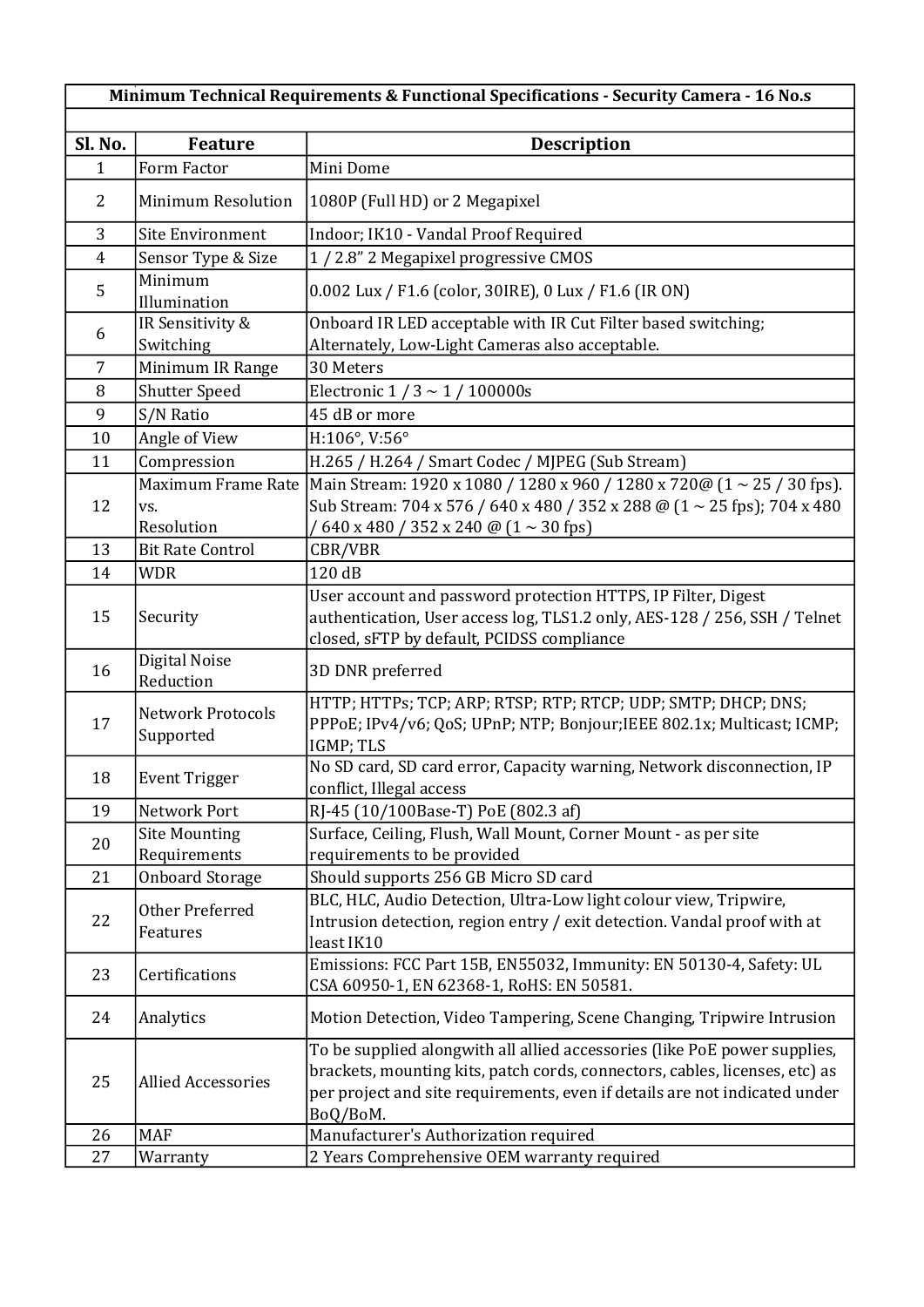| Minimum Technical Requirements & Functional Specifications - Security Camera - 16 No.s | | |
|---|---|---|
| | | |
| **Sl. No.** | **Feature** | **Description** |
| 1 | Form Factor | Mini Dome |
| 2 | Minimum Resolution | 1080P (Full HD) or 2 Megapixel |
| 3 | Site Environment | Indoor; IK10 - Vandal Proof Required |
| 4 | Sensor Type & Size | 1 / 2.8" 2 Megapixel progressive CMOS |
| 5 | Minimum Illumination | 0.002 Lux / F1.6 (color, 30IRE), 0 Lux / F1.6 (IR ON) |
| 6 | IR Sensitivity & Switching | Onboard IR LED acceptable with IR Cut Filter based switching; Alternately, Low-Light Cameras also acceptable. |
| 7 | Minimum IR Range | 30 Meters |
| 8 | Shutter Speed | Electronic 1 / 3 ~ 1 / 100000s |
| 9 | S/N Ratio | 45 dB or more |
| 10 | Angle of View | H:106°, V:56° |
| 11 | Compression | H.265 / H.264 / Smart Codec / MJPEG (Sub Stream) |
| 12 | Maximum Frame Rate vs. Resolution | Main Stream: 1920 x 1080 / 1280 x 960 / 1280 x 720@ (1 ~ 25 / 30 fps). Sub Stream: 704 x 576 / 640 x 480 / 352 x 288 @ (1 ~ 25 fps); 704 x 480 / 640 x 480 / 352 x 240 @ (1 ~ 30 fps) |
| 13 | Bit Rate Control | CBR/VBR |
| 14 | WDR | 120 dB |
| 15 | Security | User account and password protection HTTPS, IP Filter, Digest authentication, User access log, TLS1.2 only, AES-128 / 256, SSH / Telnet closed, sFTP by default, PCIDSS compliance |
| 16 | Digital Noise Reduction | 3D DNR preferred |
| 17 | Network Protocols Supported | HTTP; HTTPs; TCP; ARP; RTSP; RTP; RTCP; UDP; SMTP; DHCP; DNS; PPPoE; IPv4/v6; QoS; UPnP; NTP; Bonjour;IEEE 802.1x; Multicast; ICMP; IGMP; TLS |
| 18 | Event Trigger | No SD card, SD card error, Capacity warning, Network disconnection, IP conflict, Illegal access |
| 19 | Network Port | RJ-45 (10/100Base-T) PoE (802.3 af) |
| 20 | Site Mounting Requirements | Surface, Ceiling, Flush, Wall Mount, Corner Mount - as per site requirements to be provided |
| 21 | Onboard Storage | Should supports 256 GB Micro SD card |
| 22 | Other Preferred Features | BLC, HLC, Audio Detection, Ultra-Low light colour view, Tripwire, Intrusion detection, region entry / exit detection. Vandal proof with at least IK10 |
| 23 | Certifications | Emissions: FCC Part 15B, EN55032, Immunity: EN 50130-4, Safety: UL CSA 60950-1, EN 62368-1, RoHS: EN 50581. |
| 24 | Analytics | Motion Detection, Video Tampering, Scene Changing, Tripwire Intrusion |
| 25 | Allied Accessories | To be supplied alongwith all allied accessories (like PoE power supplies, brackets, mounting kits, patch cords, connectors, cables, licenses, etc) as per project and site requirements, even if details are not indicated under BoQ/BoM. |
| 26 | MAF | Manufacturer's Authorization required |
| 27 | Warranty | 2 Years Comprehensive OEM warranty required |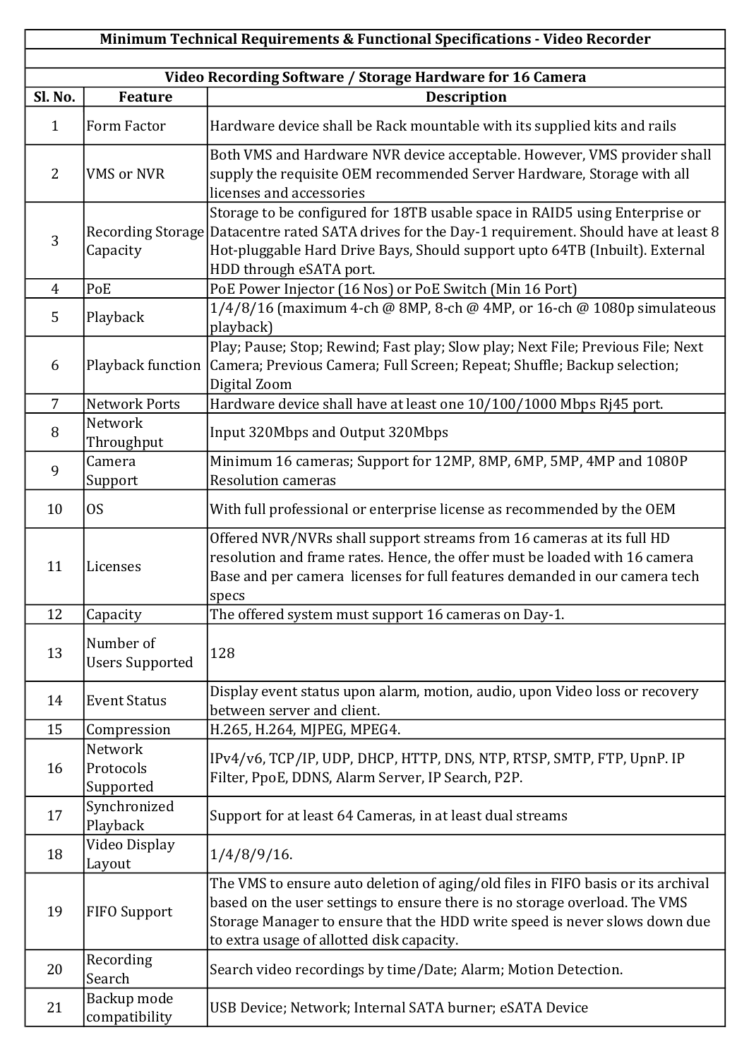| Minimum Technical Requirements & Functional Specifications - Video Recorder | | |
|---|---|---|
| | | |
| **Video Recording Software / Storage Hardware for 16 Camera** | | |
| **Sl. No.** | **Feature** | **Description** |
| 1 | Form Factor | Hardware device shall be Rack mountable with its supplied kits and rails |
| 2 | VMS or NVR | Both VMS and Hardware NVR device acceptable. However, VMS provider shall supply the requisite OEM recommended Server Hardware, Storage with all licenses and accessories |
| 3 | Recording Storage Capacity | Storage to be configured for 18TB usable space in RAID5 using Enterprise or Datacentre rated SATA drives for the Day-1 requirement. Should have at least 8 Hot-pluggable Hard Drive Bays, Should support upto 64TB (Inbuilt). External HDD through eSATA port. |
| 4 | PoE | PoE Power Injector (16 Nos) or PoE Switch (Min 16 Port) |
| 5 | Playback | 1/4/8/16 (maximum 4-ch @ 8MP, 8-ch @ 4MP, or 16-ch @ 1080p simulateous playback) |
| 6 | Playback function | Play; Pause; Stop; Rewind; Fast play; Slow play; Next File; Previous File; Next Camera; Previous Camera; Full Screen; Repeat; Shuffle; Backup selection; Digital Zoom |
| 7 | Network Ports | Hardware device shall have at least one 10/100/1000 Mbps Rj45 port. |
| 8 | Network Throughput | Input 320Mbps and Output 320Mbps |
| 9 | Camera Support | Minimum 16 cameras; Support for 12MP, 8MP, 6MP, 5MP, 4MP and 1080P Resolution cameras |
| 10 | OS | With full professional or enterprise license as recommended by the OEM |
| 11 | Licenses | Offered NVR/NVRs shall support streams from 16 cameras at its full HD resolution and frame rates. Hence, the offer must be loaded with 16 camera Base and per camera licenses for full features demanded in our camera tech specs |
| 12 | Capacity | The offered system must support 16 cameras on Day-1. |
| 13 | Number of Users Supported | 128 |
| 14 | Event Status | Display event status upon alarm, motion, audio, upon Video loss or recovery between server and client. |
| 15 | Compression | H.265, H.264, MJPEG, MPEG4. |
| 16 | Network Protocols Supported | IPv4/v6, TCP/IP, UDP, DHCP, HTTP, DNS, NTP, RTSP, SMTP, FTP, UpnP. IP Filter, PpoE, DDNS, Alarm Server, IP Search, P2P. |
| 17 | Synchronized Playback | Support for at least 64 Cameras, in at least dual streams |
| 18 | Video Display Layout | 1/4/8/9/16. |
| 19 | FIFO Support | The VMS to ensure auto deletion of aging/old files in FIFO basis or its archival based on the user settings to ensure there is no storage overload. The VMS Storage Manager to ensure that the HDD write speed is never slows down due to extra usage of allotted disk capacity. |
| 20 | Recording Search | Search video recordings by time/Date; Alarm; Motion Detection. |
| 21 | Backup mode compatibility | USB Device; Network; Internal SATA burner; eSATA Device |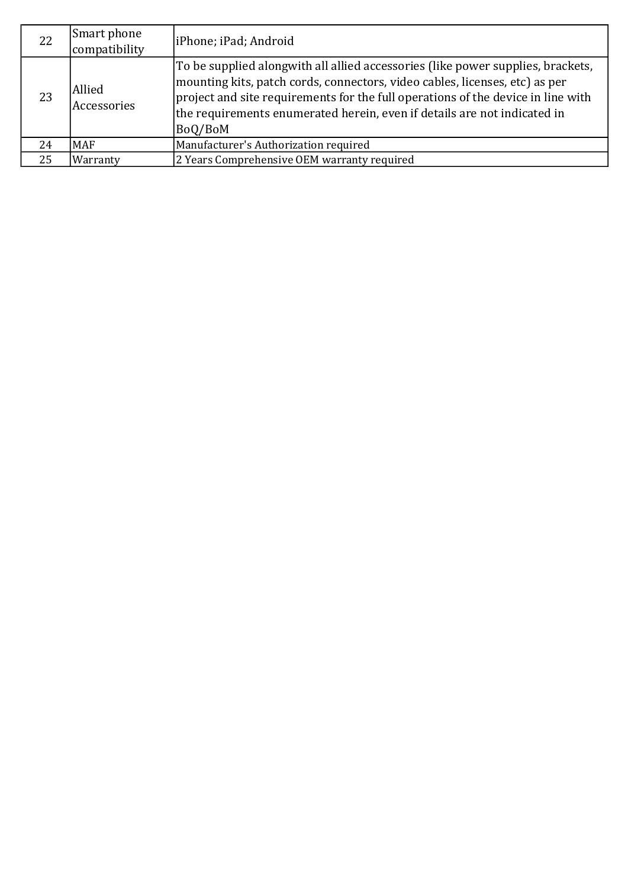| | | |
|---|---|---|
| 22 | Smart phone compatibility | iPhone; iPad; Android |
| 23 | Allied Accessories | To be supplied alongwith all allied accessories (like power supplies, brackets, mounting kits, patch cords, connectors, video cables, licenses, etc) as per project and site requirements for the full operations of the device in line with the requirements enumerated herein, even if details are not indicated in BoQ/BoM |
| 24 | MAF | Manufacturer's Authorization required |
| 25 | Warranty | 2 Years Comprehensive OEM warranty required |